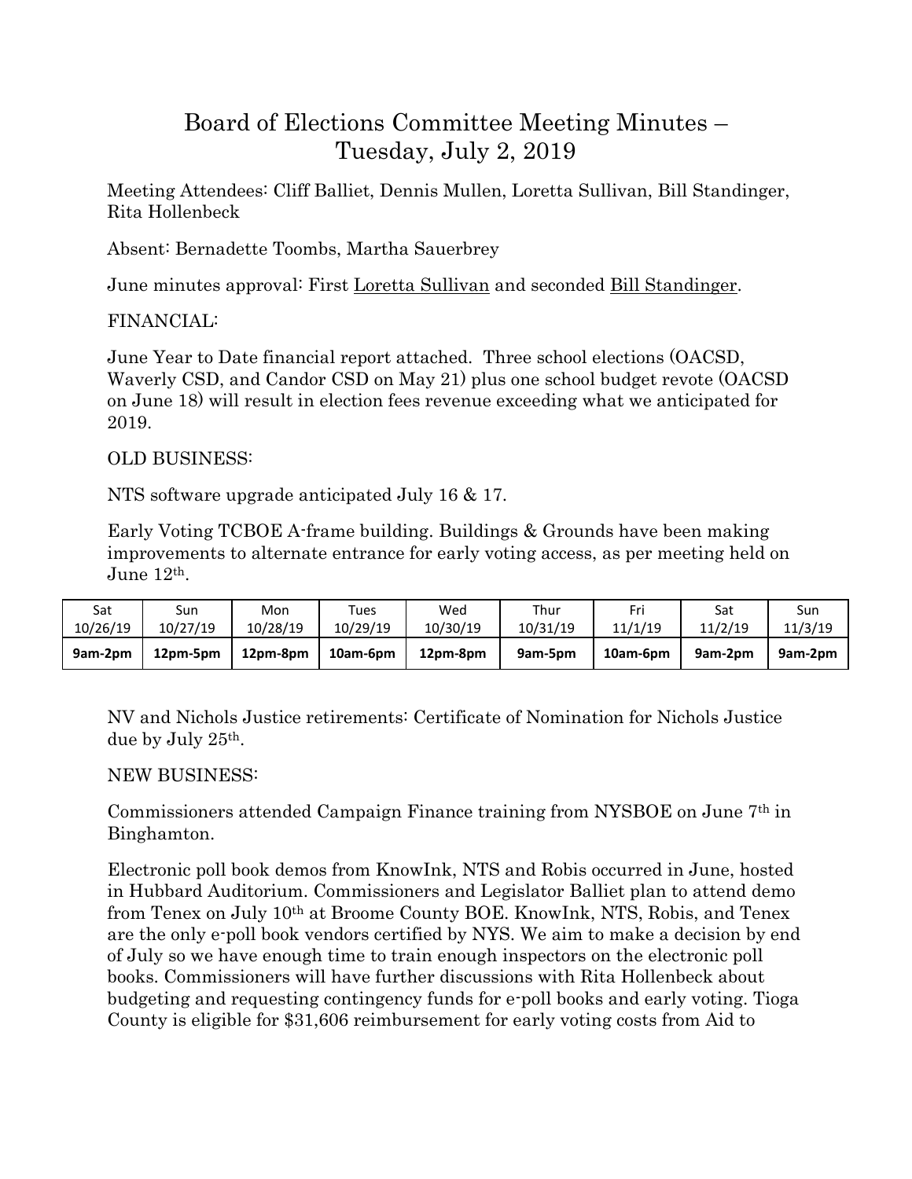# Board of Elections Committee Meeting Minutes – Tuesday, July 2, 2019

Meeting Attendees: Cliff Balliet, Dennis Mullen, Loretta Sullivan, Bill Standinger, Rita Hollenbeck

Absent: Bernadette Toombs, Martha Sauerbrey

June minutes approval: First Loretta Sullivan and seconded Bill Standinger.

FINANCIAL:

June Year to Date financial report attached. Three school elections (OACSD, Waverly CSD, and Candor CSD on May 21) plus one school budget revote (OACSD on June 18) will result in election fees revenue exceeding what we anticipated for 2019.

OLD BUSINESS:

NTS software upgrade anticipated July 16 & 17.

Early Voting TCBOE A-frame building. Buildings & Grounds have been making improvements to alternate entrance for early voting access, as per meeting held on June 12th.

| Sat 10/26/19 | Sun 10/27/19 | Mon 10/28/19 | Tues 10/29/19 | Wed 10/30/19 | Thur 10/31/19 | Fri 11/1/19 | Sat 11/2/19 | Sun 11/3/19 |
|---|---|---|---|---|---|---|---|---|
| **9am-2pm** | **12pm-5pm** | **12pm-8pm** | **10am-6pm** | **12pm-8pm** | **9am-5pm** | **10am-6pm** | **9am-2pm** | **9am-2pm** |

NV and Nichols Justice retirements: Certificate of Nomination for Nichols Justice due by July 25th.

NEW BUSINESS:

Commissioners attended Campaign Finance training from NYSBOE on June 7th in Binghamton.

Electronic poll book demos from KnowInk, NTS and Robis occurred in June, hosted in Hubbard Auditorium. Commissioners and Legislator Balliet plan to attend demo from Tenex on July 10th at Broome County BOE. KnowInk, NTS, Robis, and Tenex are the only e-poll book vendors certified by NYS. We aim to make a decision by end of July so we have enough time to train enough inspectors on the electronic poll books. Commissioners will have further discussions with Rita Hollenbeck about budgeting and requesting contingency funds for e-poll books and early voting. Tioga County is eligible for $31,606 reimbursement for early voting costs from Aid to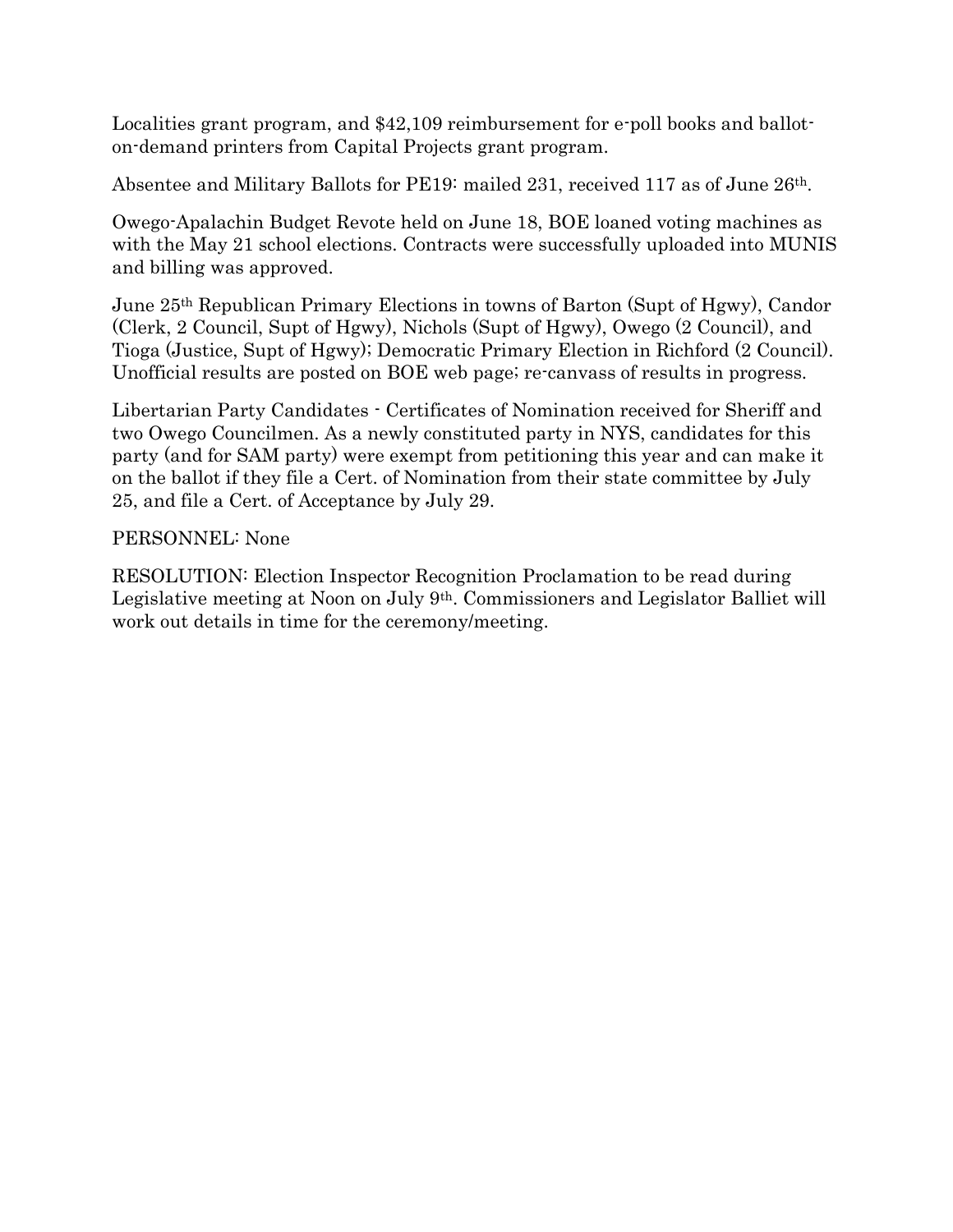Localities grant program, and $42,109 reimbursement for e-poll books and ballot-on-demand printers from Capital Projects grant program.

Absentee and Military Ballots for PE19: mailed 231, received 117 as of June 26th.

Owego-Apalachin Budget Revote held on June 18, BOE loaned voting machines as with the May 21 school elections. Contracts were successfully uploaded into MUNIS and billing was approved.

June 25th Republican Primary Elections in towns of Barton (Supt of Hgwy), Candor (Clerk, 2 Council, Supt of Hgwy), Nichols (Supt of Hgwy), Owego (2 Council), and Tioga (Justice, Supt of Hgwy); Democratic Primary Election in Richford (2 Council). Unofficial results are posted on BOE web page; re-canvass of results in progress.

Libertarian Party Candidates - Certificates of Nomination received for Sheriff and two Owego Councilmen. As a newly constituted party in NYS, candidates for this party (and for SAM party) were exempt from petitioning this year and can make it on the ballot if they file a Cert. of Nomination from their state committee by July 25, and file a Cert. of Acceptance by July 29.

PERSONNEL: None

RESOLUTION: Election Inspector Recognition Proclamation to be read during Legislative meeting at Noon on July 9th. Commissioners and Legislator Balliet will work out details in time for the ceremony/meeting.